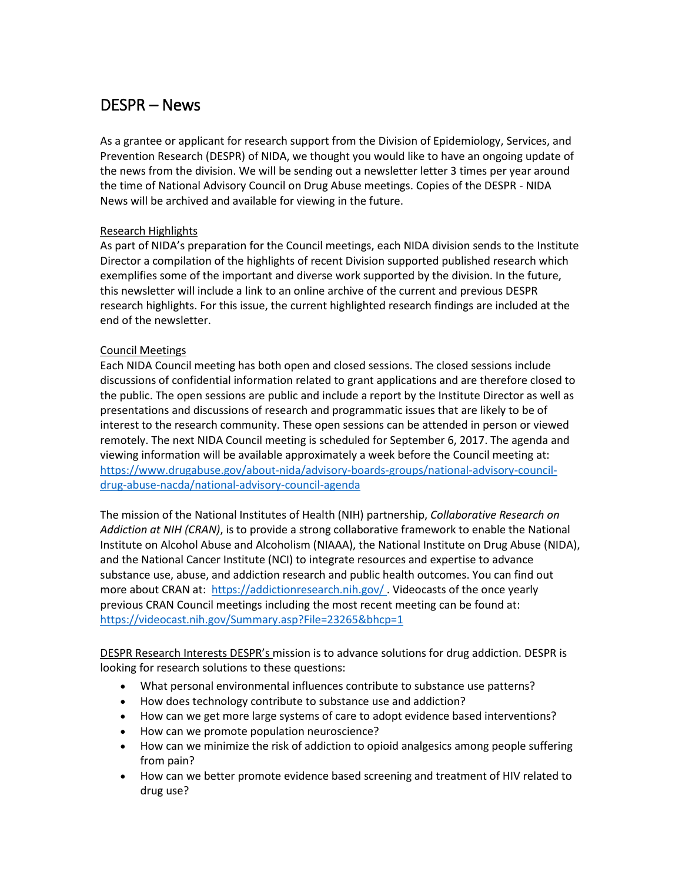# DESPR – News

As a grantee or applicant for research support from the Division of Epidemiology, Services, and Prevention Research (DESPR) of NIDA, we thought you would like to have an ongoing update of the news from the division. We will be sending out a newsletter letter 3 times per year around the time of National Advisory Council on Drug Abuse meetings. Copies of the DESPR - NIDA News will be archived and available for viewing in the future.

## Research Highlights

As part of NIDA's preparation for the Council meetings, each NIDA division sends to the Institute Director a compilation of the highlights of recent Division supported published research which exemplifies some of the important and diverse work supported by the division. In the future, this newsletter will include a link to an online archive of the current and previous DESPR research highlights. For this issue, the current highlighted research findings are included at the end of the newsletter.

## Council Meetings

Each NIDA Council meeting has both open and closed sessions. The closed sessions include discussions of confidential information related to grant applications and are therefore closed to the public. The open sessions are public and include a report by the Institute Director as well as presentations and discussions of research and programmatic issues that are likely to be of interest to the research community. These open sessions can be attended in person or viewed remotely. The next NIDA Council meeting is scheduled for September 6, 2017. The agenda and viewing information will be available approximately a week before the Council meeting at: [https://www.drugabuse.gov/about-nida/advisory-boards-groups/national-advisory-council-drug-abuse-nacda/national-advisory-council-agenda](https://www.drugabuse.gov/about-nida/advisory-boards-groups/national-advisory-council-drug-abuse-nacda/national-advisory-council-agenda)

The mission of the National Institutes of Health (NIH) partnership, *Collaborative Research on Addiction at NIH (CRAN)*, is to provide a strong collaborative framework to enable the National Institute on Alcohol Abuse and Alcoholism (NIAAA), the National Institute on Drug Abuse (NIDA), and the National Cancer Institute (NCI) to integrate resources and expertise to advance substance use, abuse, and addiction research and public health outcomes. You can find out more about CRAN at: [https://addictionresearch.nih.gov/](https://addictionresearch.nih.gov/). Videocasts of the once yearly previous CRAN Council meetings including the most recent meeting can be found at: [https://videocast.nih.gov/Summary.asp?File=23265&bhcp=1](https://videocast.nih.gov/Summary.asp?File=23265&bhcp=1)

## DESPR Research Interests

DESPR's mission is to advance solutions for drug addiction. DESPR is looking for research solutions to these questions:

- What personal environmental influences contribute to substance use patterns?
- How does technology contribute to substance use and addiction?
- How can we get more large systems of care to adopt evidence based interventions?
- How can we promote population neuroscience?
- How can we minimize the risk of addiction to opioid analgesics among people suffering from pain?
- How can we better promote evidence based screening and treatment of HIV related to drug use?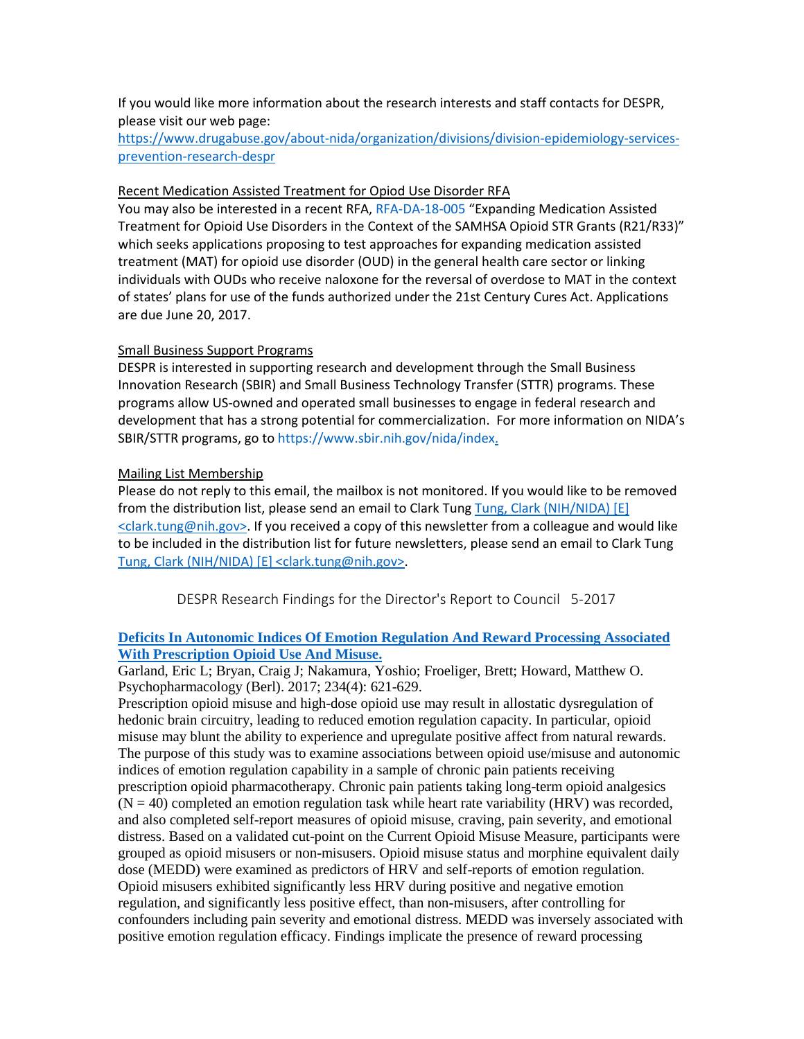If you would like more information about the research interests and staff contacts for DESPR, please visit our web page:
[https://www.drugabuse.gov/about-nida/organization/divisions/division-epidemiology-services-prevention-research-despr](https://www.drugabuse.gov/about-nida/organization/divisions/division-epidemiology-services-prevention-research-despr)

Recent Medication Assisted Treatment for Opiod Use Disorder RFA

You may also be interested in a recent RFA, RFA-DA-18-005 "Expanding Medication Assisted Treatment for Opioid Use Disorders in the Context of the SAMHSA Opioid STR Grants (R21/R33)" which seeks applications proposing to test approaches for expanding medication assisted treatment (MAT) for opioid use disorder (OUD) in the general health care sector or linking individuals with OUDs who receive naloxone for the reversal of overdose to MAT in the context of states' plans for use of the funds authorized under the 21st Century Cures Act. Applications are due June 20, 2017.

Small Business Support Programs

DESPR is interested in supporting research and development through the Small Business Innovation Research (SBIR) and Small Business Technology Transfer (STTR) programs. These programs allow US-owned and operated small businesses to engage in federal research and development that has a strong potential for commercialization. For more information on NIDA's SBIR/STTR programs, go to https://www.sbir.nih.gov/nida/index.

Mailing List Membership

Please do not reply to this email, the mailbox is not monitored. If you would like to be removed from the distribution list, please send an email to Clark Tung Tung, Clark (NIH/NIDA) [E] <clark.tung@nih.gov>. If you received a copy of this newsletter from a colleague and would like to be included in the distribution list for future newsletters, please send an email to Clark Tung Tung, Clark (NIH/NIDA) [E] <clark.tung@nih.gov>.

DESPR Research Findings for the Director's Report to Council 5-2017

**Deficits In Autonomic Indices Of Emotion Regulation And Reward Processing Associated With Prescription Opioid Use And Misuse.**

Garland, Eric L; Bryan, Craig J; Nakamura, Yoshio; Froeliger, Brett; Howard, Matthew O. Psychopharmacology (Berl). 2017; 234(4): 621-629.

Prescription opioid misuse and high-dose opioid use may result in allostatic dysregulation of hedonic brain circuitry, leading to reduced emotion regulation capacity. In particular, opioid misuse may blunt the ability to experience and upregulate positive affect from natural rewards. The purpose of this study was to examine associations between opioid use/misuse and autonomic indices of emotion regulation capability in a sample of chronic pain patients receiving prescription opioid pharmacotherapy. Chronic pain patients taking long-term opioid analgesics (N = 40) completed an emotion regulation task while heart rate variability (HRV) was recorded, and also completed self-report measures of opioid misuse, craving, pain severity, and emotional distress. Based on a validated cut-point on the Current Opioid Misuse Measure, participants were grouped as opioid misusers or non-misusers. Opioid misuse status and morphine equivalent daily dose (MEDD) were examined as predictors of HRV and self-reports of emotion regulation. Opioid misusers exhibited significantly less HRV during positive and negative emotion regulation, and significantly less positive effect, than non-misusers, after controlling for confounders including pain severity and emotional distress. MEDD was inversely associated with positive emotion regulation efficacy. Findings implicate the presence of reward processing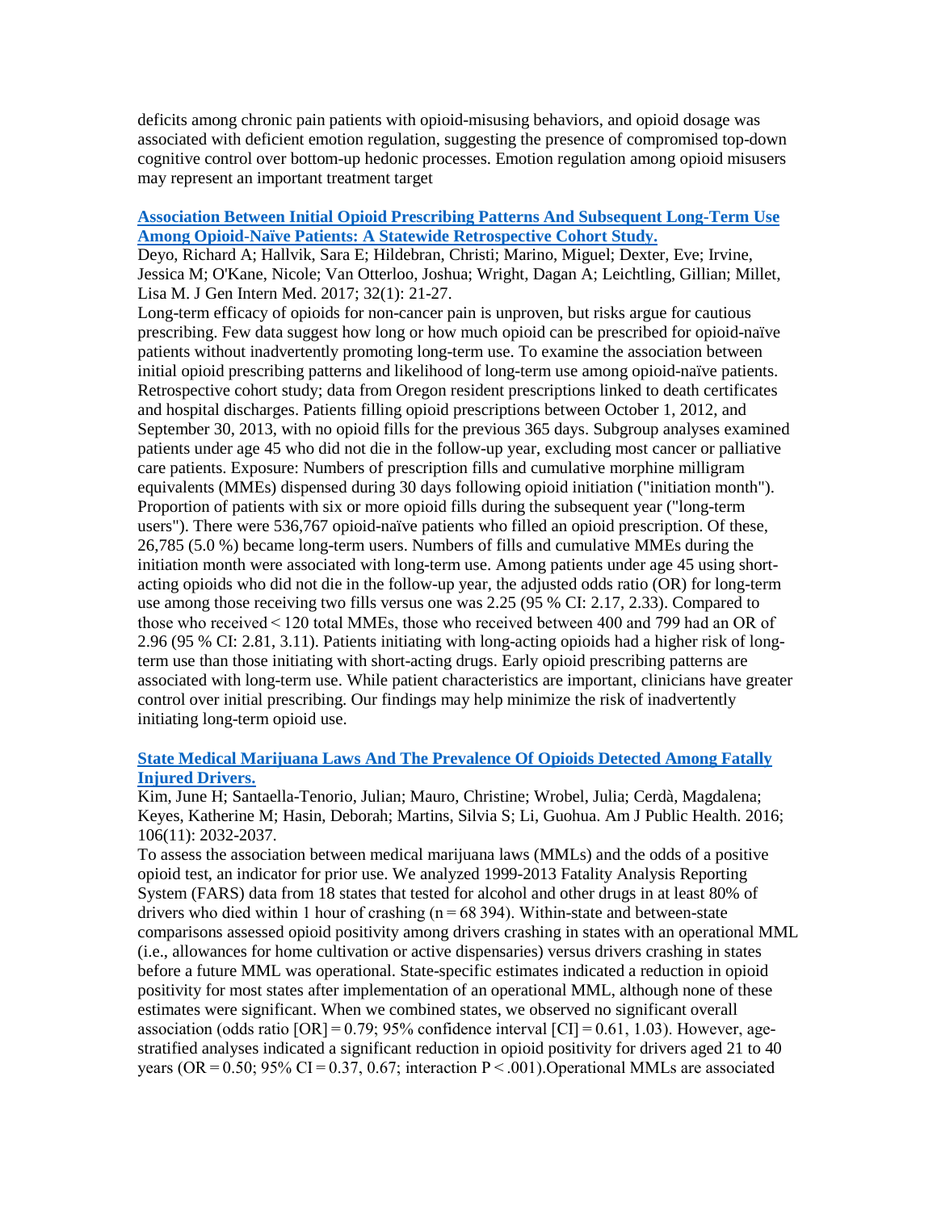deficits among chronic pain patients with opioid-misusing behaviors, and opioid dosage was associated with deficient emotion regulation, suggesting the presence of compromised top-down cognitive control over bottom-up hedonic processes. Emotion regulation among opioid misusers may represent an important treatment target

### [Association Between Initial Opioid Prescribing Patterns And Subsequent Long-Term Use Among Opioid-Naïve Patients: A Statewide Retrospective Cohort Study.]()

Deyo, Richard A; Hallvik, Sara E; Hildebran, Christi; Marino, Miguel; Dexter, Eve; Irvine, Jessica M; O'Kane, Nicole; Van Otterloo, Joshua; Wright, Dagan A; Leichtling, Gillian; Millet, Lisa M. J Gen Intern Med. 2017; 32(1): 21-27.

Long-term efficacy of opioids for non-cancer pain is unproven, but risks argue for cautious prescribing. Few data suggest how long or how much opioid can be prescribed for opioid-naïve patients without inadvertently promoting long-term use. To examine the association between initial opioid prescribing patterns and likelihood of long-term use among opioid-naïve patients. Retrospective cohort study; data from Oregon resident prescriptions linked to death certificates and hospital discharges. Patients filling opioid prescriptions between October 1, 2012, and September 30, 2013, with no opioid fills for the previous 365 days. Subgroup analyses examined patients under age 45 who did not die in the follow-up year, excluding most cancer or palliative care patients. Exposure: Numbers of prescription fills and cumulative morphine milligram equivalents (MMEs) dispensed during 30 days following opioid initiation ("initiation month"). Proportion of patients with six or more opioid fills during the subsequent year ("long-term users"). There were 536,767 opioid-naïve patients who filled an opioid prescription. Of these, 26,785 (5.0 %) became long-term users. Numbers of fills and cumulative MMEs during the initiation month were associated with long-term use. Among patients under age 45 using short-acting opioids who did not die in the follow-up year, the adjusted odds ratio (OR) for long-term use among those receiving two fills versus one was 2.25 (95 % CI: 2.17, 2.33). Compared to those who received < 120 total MMEs, those who received between 400 and 799 had an OR of 2.96 (95 % CI: 2.81, 3.11). Patients initiating with long-acting opioids had a higher risk of long-term use than those initiating with short-acting drugs. Early opioid prescribing patterns are associated with long-term use. While patient characteristics are important, clinicians have greater control over initial prescribing. Our findings may help minimize the risk of inadvertently initiating long-term opioid use.

### [State Medical Marijuana Laws And The Prevalence Of Opioids Detected Among Fatally Injured Drivers.]()

Kim, June H; Santaella-Tenorio, Julian; Mauro, Christine; Wrobel, Julia; Cerdà, Magdalena; Keyes, Katherine M; Hasin, Deborah; Martins, Silvia S; Li, Guohua. Am J Public Health. 2016; 106(11): 2032-2037.

To assess the association between medical marijuana laws (MMLs) and the odds of a positive opioid test, an indicator for prior use. We analyzed 1999-2013 Fatality Analysis Reporting System (FARS) data from 18 states that tested for alcohol and other drugs in at least 80% of drivers who died within 1 hour of crashing (n = 68 394). Within-state and between-state comparisons assessed opioid positivity among drivers crashing in states with an operational MML (i.e., allowances for home cultivation or active dispensaries) versus drivers crashing in states before a future MML was operational. State-specific estimates indicated a reduction in opioid positivity for most states after implementation of an operational MML, although none of these estimates were significant. When we combined states, we observed no significant overall association (odds ratio [OR] = 0.79; 95% confidence interval [CI] = 0.61, 1.03). However, age-stratified analyses indicated a significant reduction in opioid positivity for drivers aged 21 to 40 years (OR = 0.50; 95% CI = 0.37, 0.67; interaction $P < .001$).Operational MMLs are associated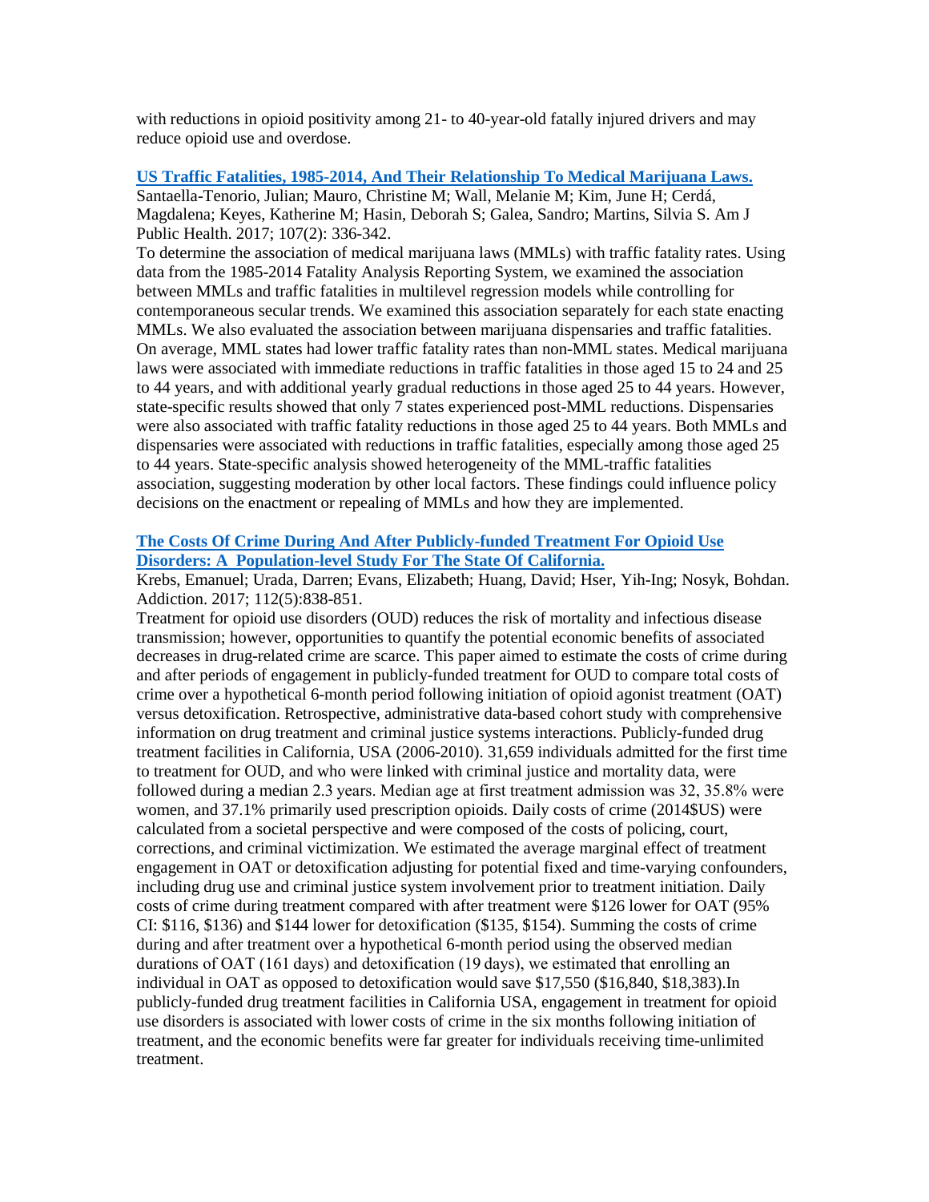with reductions in opioid positivity among 21- to 40-year-old fatally injured drivers and may reduce opioid use and overdose.

**[US Traffic Fatalities, 1985-2014, And Their Relationship To Medical Marijuana Laws.](#)**

Santaella-Tenorio, Julian; Mauro, Christine M; Wall, Melanie M; Kim, June H; Cerdá, Magdalena; Keyes, Katherine M; Hasin, Deborah S; Galea, Sandro; Martins, Silvia S. Am J Public Health. 2017; 107(2): 336-342.

To determine the association of medical marijuana laws (MMLs) with traffic fatality rates. Using data from the 1985-2014 Fatality Analysis Reporting System, we examined the association between MMLs and traffic fatalities in multilevel regression models while controlling for contemporaneous secular trends. We examined this association separately for each state enacting MMLs. We also evaluated the association between marijuana dispensaries and traffic fatalities. On average, MML states had lower traffic fatality rates than non-MML states. Medical marijuana laws were associated with immediate reductions in traffic fatalities in those aged 15 to 24 and 25 to 44 years, and with additional yearly gradual reductions in those aged 25 to 44 years. However, state-specific results showed that only 7 states experienced post-MML reductions. Dispensaries were also associated with traffic fatality reductions in those aged 25 to 44 years. Both MMLs and dispensaries were associated with reductions in traffic fatalities, especially among those aged 25 to 44 years. State-specific analysis showed heterogeneity of the MML-traffic fatalities association, suggesting moderation by other local factors. These findings could influence policy decisions on the enactment or repealing of MMLs and how they are implemented.

**[The Costs Of Crime During And After Publicly-funded Treatment For Opioid Use Disorders: A Population-level Study For The State Of California.](#)**

Krebs, Emanuel; Urada, Darren; Evans, Elizabeth; Huang, David; Hser, Yih-Ing; Nosyk, Bohdan. Addiction. 2017; 112(5):838-851.

Treatment for opioid use disorders (OUD) reduces the risk of mortality and infectious disease transmission; however, opportunities to quantify the potential economic benefits of associated decreases in drug-related crime are scarce. This paper aimed to estimate the costs of crime during and after periods of engagement in publicly-funded treatment for OUD to compare total costs of crime over a hypothetical 6-month period following initiation of opioid agonist treatment (OAT) versus detoxification. Retrospective, administrative data-based cohort study with comprehensive information on drug treatment and criminal justice systems interactions. Publicly-funded drug treatment facilities in California, USA (2006-2010). 31,659 individuals admitted for the first time to treatment for OUD, and who were linked with criminal justice and mortality data, were followed during a median 2.3 years. Median age at first treatment admission was 32, 35.8% were women, and 37.1% primarily used prescription opioids. Daily costs of crime (2014$US) were calculated from a societal perspective and were composed of the costs of policing, court, corrections, and criminal victimization. We estimated the average marginal effect of treatment engagement in OAT or detoxification adjusting for potential fixed and time-varying confounders, including drug use and criminal justice system involvement prior to treatment initiation. Daily costs of crime during treatment compared with after treatment were $126 lower for OAT (95% CI: $116, $136) and $144 lower for detoxification ($135, $154). Summing the costs of crime during and after treatment over a hypothetical 6-month period using the observed median durations of OAT (161 days) and detoxification (19 days), we estimated that enrolling an individual in OAT as opposed to detoxification would save $17,550 ($16,840, $18,383).In publicly-funded drug treatment facilities in California USA, engagement in treatment for opioid use disorders is associated with lower costs of crime in the six months following initiation of treatment, and the economic benefits were far greater for individuals receiving time-unlimited treatment.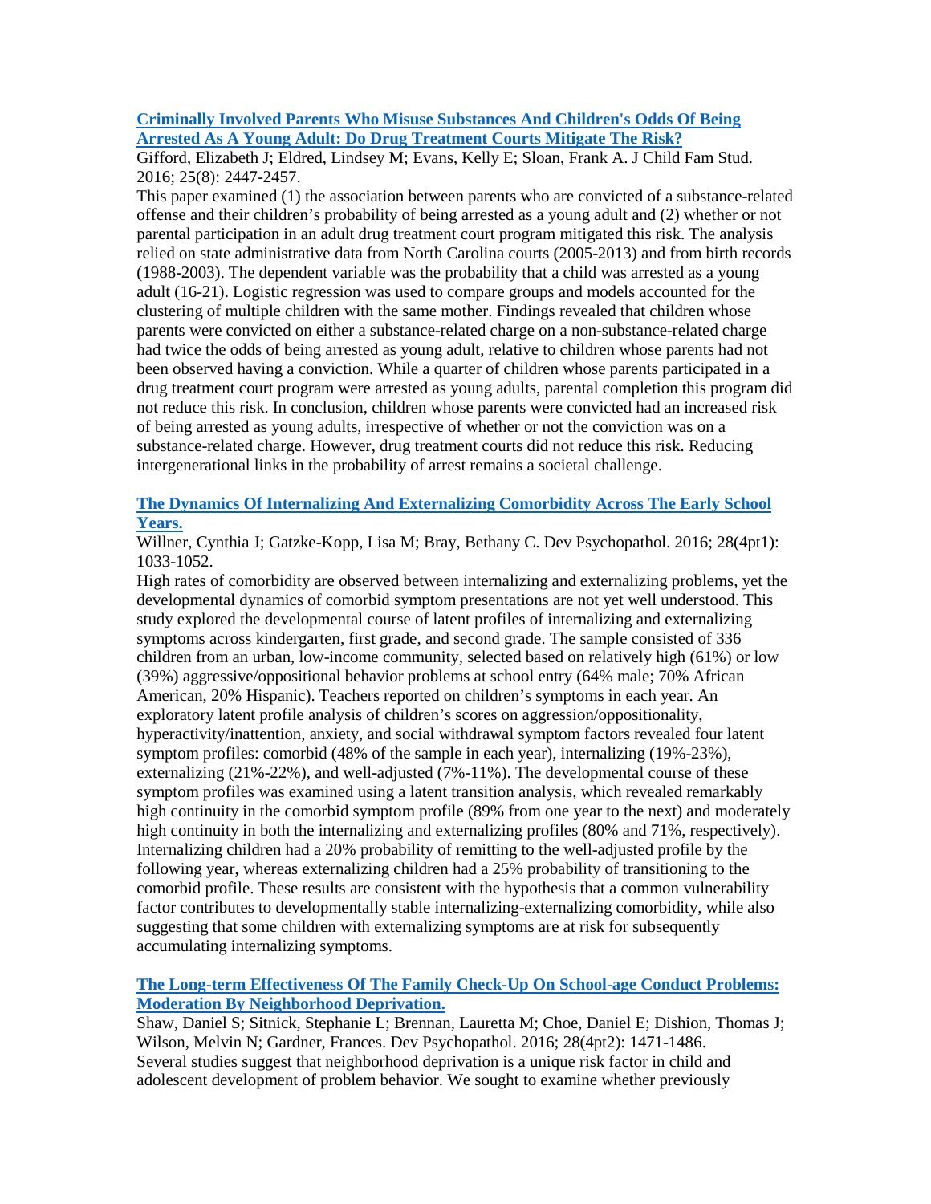### [Criminally Involved Parents Who Misuse Substances And Children's Odds Of Being Arrested As A Young Adult: Do Drug Treatment Courts Mitigate The Risk?]

Gifford, Elizabeth J; Eldred, Lindsey M; Evans, Kelly E; Sloan, Frank A. J Child Fam Stud. 2016; 25(8): 2447-2457.

This paper examined (1) the association between parents who are convicted of a substance-related offense and their children's probability of being arrested as a young adult and (2) whether or not parental participation in an adult drug treatment court program mitigated this risk. The analysis relied on state administrative data from North Carolina courts (2005-2013) and from birth records (1988-2003). The dependent variable was the probability that a child was arrested as a young adult (16-21). Logistic regression was used to compare groups and models accounted for the clustering of multiple children with the same mother. Findings revealed that children whose parents were convicted on either a substance-related charge on a non-substance-related charge had twice the odds of being arrested as young adult, relative to children whose parents had not been observed having a conviction. While a quarter of children whose parents participated in a drug treatment court program were arrested as young adults, parental completion this program did not reduce this risk. In conclusion, children whose parents were convicted had an increased risk of being arrested as young adults, irrespective of whether or not the conviction was on a substance-related charge. However, drug treatment courts did not reduce this risk. Reducing intergenerational links in the probability of arrest remains a societal challenge.

### [The Dynamics Of Internalizing And Externalizing Comorbidity Across The Early School Years.]

Willner, Cynthia J; Gatzke-Kopp, Lisa M; Bray, Bethany C. Dev Psychopathol. 2016; 28(4pt1): 1033-1052.

High rates of comorbidity are observed between internalizing and externalizing problems, yet the developmental dynamics of comorbid symptom presentations are not yet well understood. This study explored the developmental course of latent profiles of internalizing and externalizing symptoms across kindergarten, first grade, and second grade. The sample consisted of 336 children from an urban, low-income community, selected based on relatively high (61%) or low (39%) aggressive/oppositional behavior problems at school entry (64% male; 70% African American, 20% Hispanic). Teachers reported on children's symptoms in each year. An exploratory latent profile analysis of children's scores on aggression/oppositionality, hyperactivity/inattention, anxiety, and social withdrawal symptom factors revealed four latent symptom profiles: comorbid (48% of the sample in each year), internalizing (19%-23%), externalizing (21%-22%), and well-adjusted (7%-11%). The developmental course of these symptom profiles was examined using a latent transition analysis, which revealed remarkably high continuity in the comorbid symptom profile (89% from one year to the next) and moderately high continuity in both the internalizing and externalizing profiles (80% and 71%, respectively). Internalizing children had a 20% probability of remitting to the well-adjusted profile by the following year, whereas externalizing children had a 25% probability of transitioning to the comorbid profile. These results are consistent with the hypothesis that a common vulnerability factor contributes to developmentally stable internalizing-externalizing comorbidity, while also suggesting that some children with externalizing symptoms are at risk for subsequently accumulating internalizing symptoms.

### [The Long-term Effectiveness Of The Family Check-Up On School-age Conduct Problems: Moderation By Neighborhood Deprivation.]

Shaw, Daniel S; Sitnick, Stephanie L; Brennan, Lauretta M; Choe, Daniel E; Dishion, Thomas J; Wilson, Melvin N; Gardner, Frances. Dev Psychopathol. 2016; 28(4pt2): 1471-1486.

Several studies suggest that neighborhood deprivation is a unique risk factor in child and adolescent development of problem behavior. We sought to examine whether previously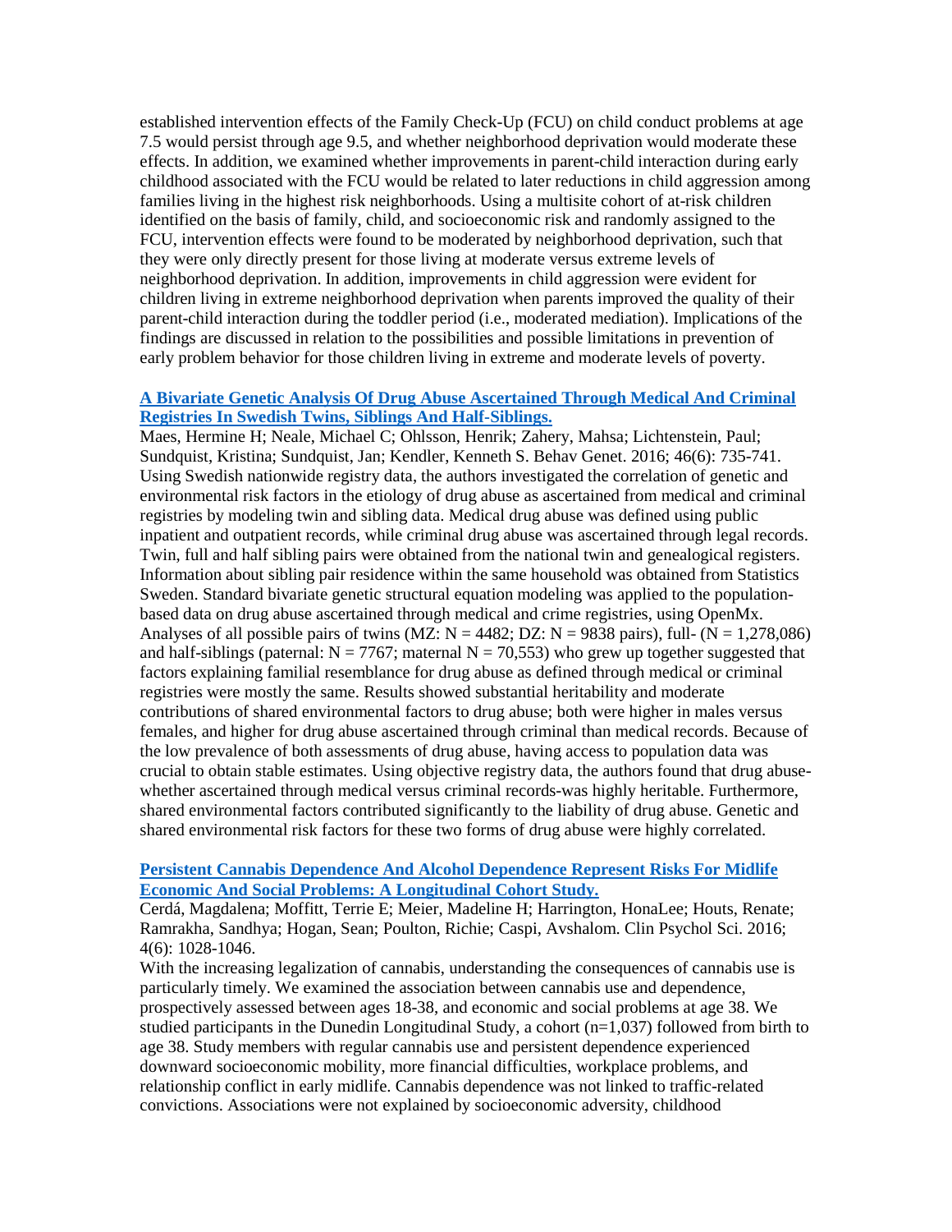established intervention effects of the Family Check-Up (FCU) on child conduct problems at age 7.5 would persist through age 9.5, and whether neighborhood deprivation would moderate these effects. In addition, we examined whether improvements in parent-child interaction during early childhood associated with the FCU would be related to later reductions in child aggression among families living in the highest risk neighborhoods. Using a multisite cohort of at-risk children identified on the basis of family, child, and socioeconomic risk and randomly assigned to the FCU, intervention effects were found to be moderated by neighborhood deprivation, such that they were only directly present for those living at moderate versus extreme levels of neighborhood deprivation. In addition, improvements in child aggression were evident for children living in extreme neighborhood deprivation when parents improved the quality of their parent-child interaction during the toddler period (i.e., moderated mediation). Implications of the findings are discussed in relation to the possibilities and possible limitations in prevention of early problem behavior for those children living in extreme and moderate levels of poverty.

**A Bivariate Genetic Analysis Of Drug Abuse Ascertained Through Medical And Criminal Registries In Swedish Twins, Siblings And Half-Siblings.**

Maes, Hermine H; Neale, Michael C; Ohlsson, Henrik; Zahery, Mahsa; Lichtenstein, Paul; Sundquist, Kristina; Sundquist, Jan; Kendler, Kenneth S. Behav Genet. 2016; 46(6): 735-741.

Using Swedish nationwide registry data, the authors investigated the correlation of genetic and environmental risk factors in the etiology of drug abuse as ascertained from medical and criminal registries by modeling twin and sibling data. Medical drug abuse was defined using public inpatient and outpatient records, while criminal drug abuse was ascertained through legal records. Twin, full and half sibling pairs were obtained from the national twin and genealogical registers. Information about sibling pair residence within the same household was obtained from Statistics Sweden. Standard bivariate genetic structural equation modeling was applied to the population-based data on drug abuse ascertained through medical and crime registries, using OpenMx. Analyses of all possible pairs of twins (MZ: N = 4482; DZ: N = 9838 pairs), full- (N = 1,278,086) and half-siblings (paternal: N = 7767; maternal N = 70,553) who grew up together suggested that factors explaining familial resemblance for drug abuse as defined through medical or criminal registries were mostly the same. Results showed substantial heritability and moderate contributions of shared environmental factors to drug abuse; both were higher in males versus females, and higher for drug abuse ascertained through criminal than medical records. Because of the low prevalence of both assessments of drug abuse, having access to population data was crucial to obtain stable estimates. Using objective registry data, the authors found that drug abuse-whether ascertained through medical versus criminal records-was highly heritable. Furthermore, shared environmental factors contributed significantly to the liability of drug abuse. Genetic and shared environmental risk factors for these two forms of drug abuse were highly correlated.

**Persistent Cannabis Dependence And Alcohol Dependence Represent Risks For Midlife Economic And Social Problems: A Longitudinal Cohort Study.**

Cerdá, Magdalena; Moffitt, Terrie E; Meier, Madeline H; Harrington, HonaLee; Houts, Renate; Ramrakha, Sandhya; Hogan, Sean; Poulton, Richie; Caspi, Avshalom. Clin Psychol Sci. 2016; 4(6): 1028-1046.

With the increasing legalization of cannabis, understanding the consequences of cannabis use is particularly timely. We examined the association between cannabis use and dependence, prospectively assessed between ages 18-38, and economic and social problems at age 38. We studied participants in the Dunedin Longitudinal Study, a cohort (n=1,037) followed from birth to age 38. Study members with regular cannabis use and persistent dependence experienced downward socioeconomic mobility, more financial difficulties, workplace problems, and relationship conflict in early midlife. Cannabis dependence was not linked to traffic-related convictions. Associations were not explained by socioeconomic adversity, childhood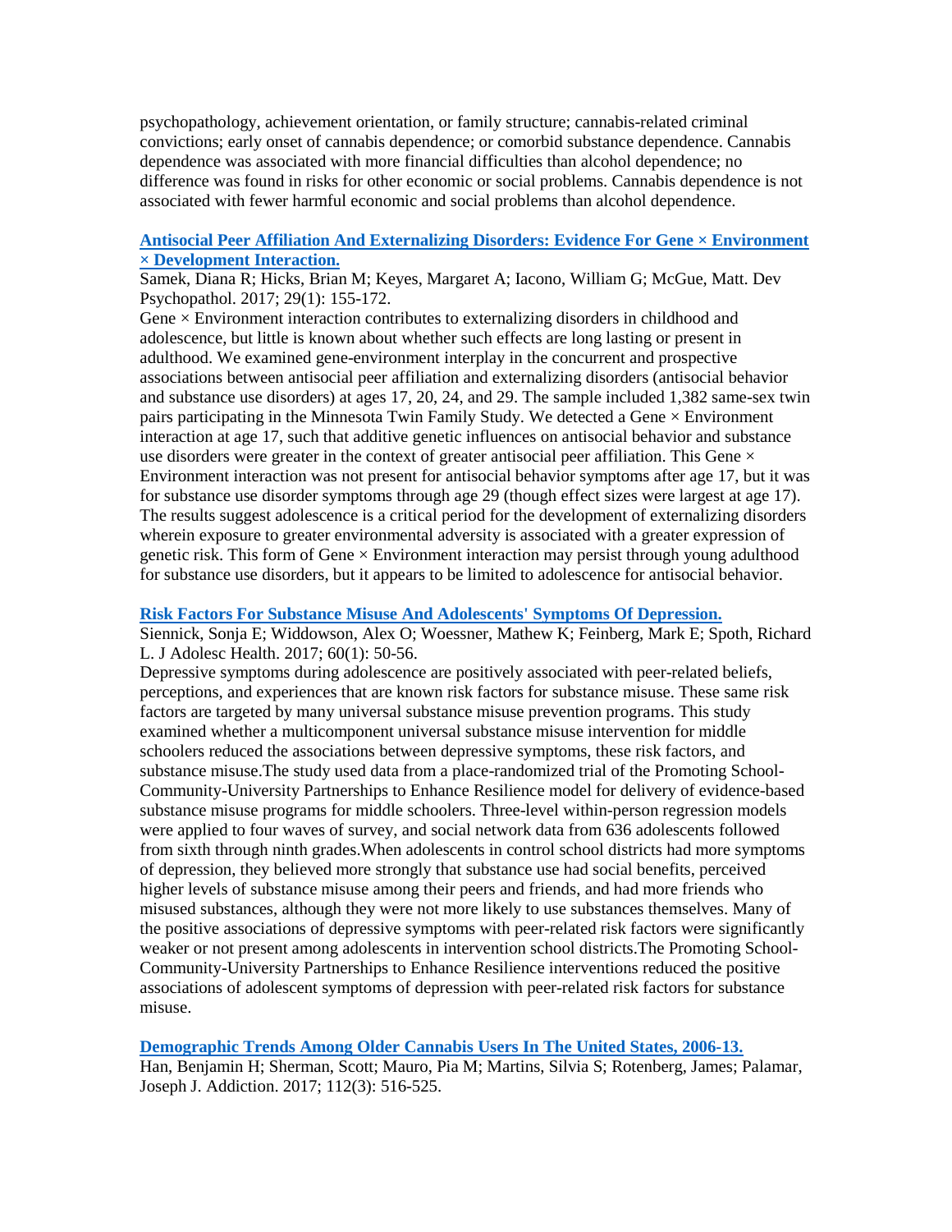psychopathology, achievement orientation, or family structure; cannabis-related criminal convictions; early onset of cannabis dependence; or comorbid substance dependence. Cannabis dependence was associated with more financial difficulties than alcohol dependence; no difference was found in risks for other economic or social problems. Cannabis dependence is not associated with fewer harmful economic and social problems than alcohol dependence.

**[Antisocial Peer Affiliation And Externalizing Disorders: Evidence For Gene × Environment × Development Interaction.]()**

Samek, Diana R; Hicks, Brian M; Keyes, Margaret A; Iacono, William G; McGue, Matt. Dev Psychopathol. 2017; 29(1): 155-172.

Gene × Environment interaction contributes to externalizing disorders in childhood and adolescence, but little is known about whether such effects are long lasting or present in adulthood. We examined gene-environment interplay in the concurrent and prospective associations between antisocial peer affiliation and externalizing disorders (antisocial behavior and substance use disorders) at ages 17, 20, 24, and 29. The sample included 1,382 same-sex twin pairs participating in the Minnesota Twin Family Study. We detected a Gene × Environment interaction at age 17, such that additive genetic influences on antisocial behavior and substance use disorders were greater in the context of greater antisocial peer affiliation. This Gene × Environment interaction was not present for antisocial behavior symptoms after age 17, but it was for substance use disorder symptoms through age 29 (though effect sizes were largest at age 17). The results suggest adolescence is a critical period for the development of externalizing disorders wherein exposure to greater environmental adversity is associated with a greater expression of genetic risk. This form of Gene × Environment interaction may persist through young adulthood for substance use disorders, but it appears to be limited to adolescence for antisocial behavior.

**[Risk Factors For Substance Misuse And Adolescents' Symptoms Of Depression.]()**

Siennick, Sonja E; Widdowson, Alex O; Woessner, Mathew K; Feinberg, Mark E; Spoth, Richard L. J Adolesc Health. 2017; 60(1): 50-56.

Depressive symptoms during adolescence are positively associated with peer-related beliefs, perceptions, and experiences that are known risk factors for substance misuse. These same risk factors are targeted by many universal substance misuse prevention programs. This study examined whether a multicomponent universal substance misuse intervention for middle schoolers reduced the associations between depressive symptoms, these risk factors, and substance misuse.The study used data from a place-randomized trial of the Promoting School-Community-University Partnerships to Enhance Resilience model for delivery of evidence-based substance misuse programs for middle schoolers. Three-level within-person regression models were applied to four waves of survey, and social network data from 636 adolescents followed from sixth through ninth grades.When adolescents in control school districts had more symptoms of depression, they believed more strongly that substance use had social benefits, perceived higher levels of substance misuse among their peers and friends, and had more friends who misused substances, although they were not more likely to use substances themselves. Many of the positive associations of depressive symptoms with peer-related risk factors were significantly weaker or not present among adolescents in intervention school districts.The Promoting School-Community-University Partnerships to Enhance Resilience interventions reduced the positive associations of adolescent symptoms of depression with peer-related risk factors for substance misuse.

**[Demographic Trends Among Older Cannabis Users In The United States, 2006-13.]()**

Han, Benjamin H; Sherman, Scott; Mauro, Pia M; Martins, Silvia S; Rotenberg, James; Palamar, Joseph J. Addiction. 2017; 112(3): 516-525.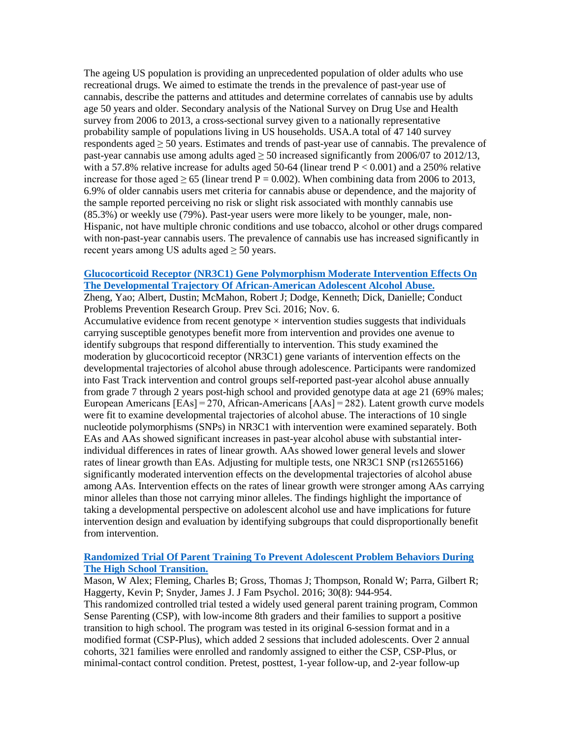The ageing US population is providing an unprecedented population of older adults who use recreational drugs. We aimed to estimate the trends in the prevalence of past-year use of cannabis, describe the patterns and attitudes and determine correlates of cannabis use by adults age 50 years and older. Secondary analysis of the National Survey on Drug Use and Health survey from 2006 to 2013, a cross-sectional survey given to a nationally representative probability sample of populations living in US households. USA.A total of 47 140 survey respondents aged ≥ 50 years. Estimates and trends of past-year use of cannabis. The prevalence of past-year cannabis use among adults aged ≥ 50 increased significantly from 2006/07 to 2012/13, with a 57.8% relative increase for adults aged 50-64 (linear trend $P < 0.001$) and a 250% relative increase for those aged ≥ 65 (linear trend $P = 0.002$). When combining data from 2006 to 2013, 6.9% of older cannabis users met criteria for cannabis abuse or dependence, and the majority of the sample reported perceiving no risk or slight risk associated with monthly cannabis use (85.3%) or weekly use (79%). Past-year users were more likely to be younger, male, non-Hispanic, not have multiple chronic conditions and use tobacco, alcohol or other drugs compared with non-past-year cannabis users. The prevalence of cannabis use has increased significantly in recent years among US adults aged ≥ 50 years.

**Glucocorticoid Receptor (NR3C1) Gene Polymorphism Moderate Intervention Effects On The Developmental Trajectory Of African-American Adolescent Alcohol Abuse.**

Zheng, Yao; Albert, Dustin; McMahon, Robert J; Dodge, Kenneth; Dick, Danielle; Conduct Problems Prevention Research Group. Prev Sci. 2016; Nov. 6.

Accumulative evidence from recent genotype × intervention studies suggests that individuals carrying susceptible genotypes benefit more from intervention and provides one avenue to identify subgroups that respond differentially to intervention. This study examined the moderation by glucocorticoid receptor (NR3C1) gene variants of intervention effects on the developmental trajectories of alcohol abuse through adolescence. Participants were randomized into Fast Track intervention and control groups self-reported past-year alcohol abuse annually from grade 7 through 2 years post-high school and provided genotype data at age 21 (69% males; European Americans [EAs] = 270, African-Americans [AAs] = 282). Latent growth curve models were fit to examine developmental trajectories of alcohol abuse. The interactions of 10 single nucleotide polymorphisms (SNPs) in NR3C1 with intervention were examined separately. Both EAs and AAs showed significant increases in past-year alcohol abuse with substantial inter-individual differences in rates of linear growth. AAs showed lower general levels and slower rates of linear growth than EAs. Adjusting for multiple tests, one NR3C1 SNP (rs12655166) significantly moderated intervention effects on the developmental trajectories of alcohol abuse among AAs. Intervention effects on the rates of linear growth were stronger among AAs carrying minor alleles than those not carrying minor alleles. The findings highlight the importance of taking a developmental perspective on adolescent alcohol use and have implications for future intervention design and evaluation by identifying subgroups that could disproportionally benefit from intervention.

**Randomized Trial Of Parent Training To Prevent Adolescent Problem Behaviors During The High School Transition.**

Mason, W Alex; Fleming, Charles B; Gross, Thomas J; Thompson, Ronald W; Parra, Gilbert R; Haggerty, Kevin P; Snyder, James J. J Fam Psychol. 2016; 30(8): 944-954.

This randomized controlled trial tested a widely used general parent training program, Common Sense Parenting (CSP), with low-income 8th graders and their families to support a positive transition to high school. The program was tested in its original 6-session format and in a modified format (CSP-Plus), which added 2 sessions that included adolescents. Over 2 annual cohorts, 321 families were enrolled and randomly assigned to either the CSP, CSP-Plus, or minimal-contact control condition. Pretest, posttest, 1-year follow-up, and 2-year follow-up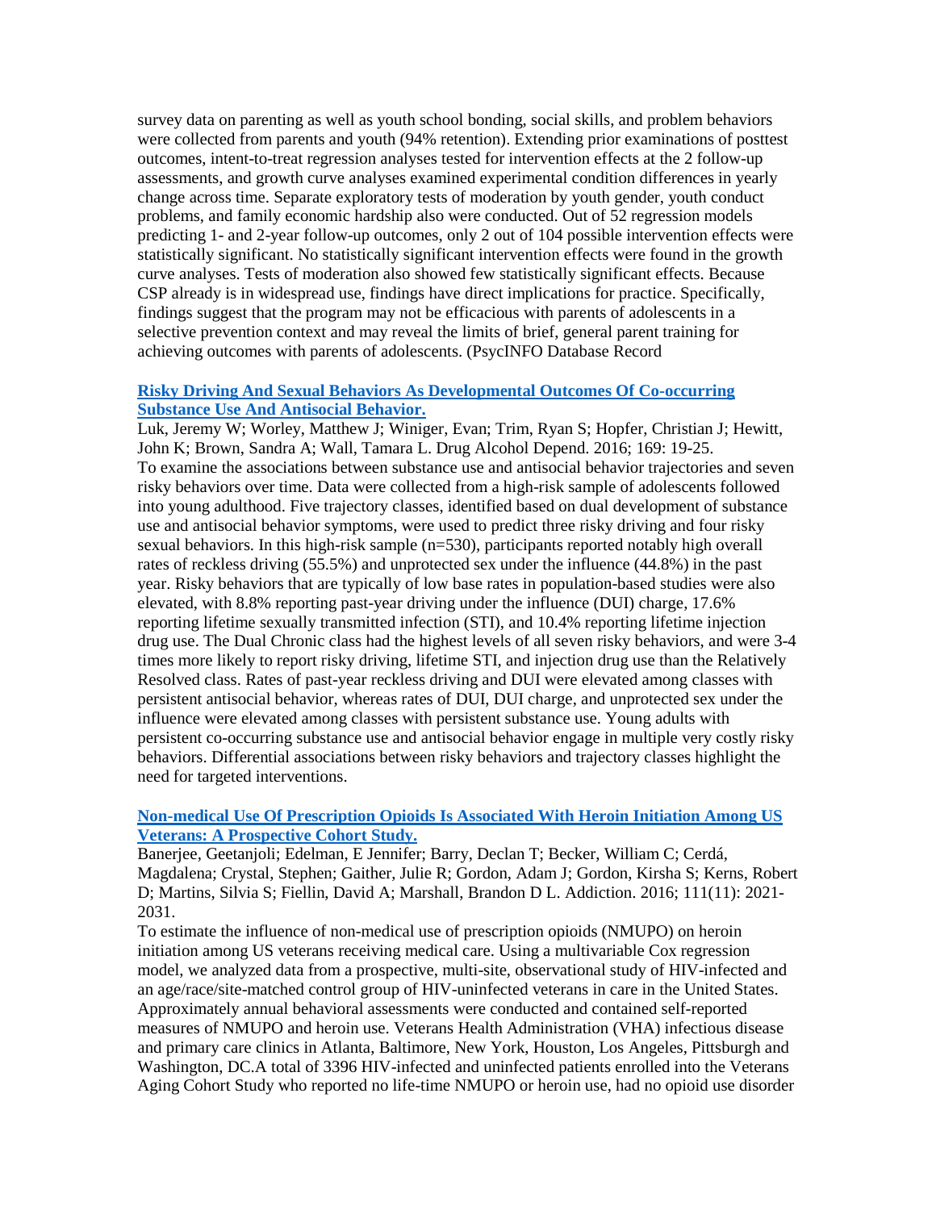survey data on parenting as well as youth school bonding, social skills, and problem behaviors were collected from parents and youth (94% retention). Extending prior examinations of posttest outcomes, intent-to-treat regression analyses tested for intervention effects at the 2 follow-up assessments, and growth curve analyses examined experimental condition differences in yearly change across time. Separate exploratory tests of moderation by youth gender, youth conduct problems, and family economic hardship also were conducted. Out of 52 regression models predicting 1- and 2-year follow-up outcomes, only 2 out of 104 possible intervention effects were statistically significant. No statistically significant intervention effects were found in the growth curve analyses. Tests of moderation also showed few statistically significant effects. Because CSP already is in widespread use, findings have direct implications for practice. Specifically, findings suggest that the program may not be efficacious with parents of adolescents in a selective prevention context and may reveal the limits of brief, general parent training for achieving outcomes with parents of adolescents. (PsycINFO Database Record

**Risky Driving And Sexual Behaviors As Developmental Outcomes Of Co-occurring Substance Use And Antisocial Behavior.**

Luk, Jeremy W; Worley, Matthew J; Winiger, Evan; Trim, Ryan S; Hopfer, Christian J; Hewitt, John K; Brown, Sandra A; Wall, Tamara L. Drug Alcohol Depend. 2016; 169: 19-25.

To examine the associations between substance use and antisocial behavior trajectories and seven risky behaviors over time. Data were collected from a high-risk sample of adolescents followed into young adulthood. Five trajectory classes, identified based on dual development of substance use and antisocial behavior symptoms, were used to predict three risky driving and four risky sexual behaviors. In this high-risk sample (n=530), participants reported notably high overall rates of reckless driving (55.5%) and unprotected sex under the influence (44.8%) in the past year. Risky behaviors that are typically of low base rates in population-based studies were also elevated, with 8.8% reporting past-year driving under the influence (DUI) charge, 17.6% reporting lifetime sexually transmitted infection (STI), and 10.4% reporting lifetime injection drug use. The Dual Chronic class had the highest levels of all seven risky behaviors, and were 3-4 times more likely to report risky driving, lifetime STI, and injection drug use than the Relatively Resolved class. Rates of past-year reckless driving and DUI were elevated among classes with persistent antisocial behavior, whereas rates of DUI, DUI charge, and unprotected sex under the influence were elevated among classes with persistent substance use. Young adults with persistent co-occurring substance use and antisocial behavior engage in multiple very costly risky behaviors. Differential associations between risky behaviors and trajectory classes highlight the need for targeted interventions.

**Non-medical Use Of Prescription Opioids Is Associated With Heroin Initiation Among US Veterans: A Prospective Cohort Study.**

Banerjee, Geetanjoli; Edelman, E Jennifer; Barry, Declan T; Becker, William C; Cerdá, Magdalena; Crystal, Stephen; Gaither, Julie R; Gordon, Adam J; Gordon, Kirsha S; Kerns, Robert D; Martins, Silvia S; Fiellin, David A; Marshall, Brandon D L. Addiction. 2016; 111(11): 2021-2031.

To estimate the influence of non-medical use of prescription opioids (NMUPO) on heroin initiation among US veterans receiving medical care. Using a multivariable Cox regression model, we analyzed data from a prospective, multi-site, observational study of HIV-infected and an age/race/site-matched control group of HIV-uninfected veterans in care in the United States. Approximately annual behavioral assessments were conducted and contained self-reported measures of NMUPO and heroin use. Veterans Health Administration (VHA) infectious disease and primary care clinics in Atlanta, Baltimore, New York, Houston, Los Angeles, Pittsburgh and Washington, DC.A total of 3396 HIV-infected and uninfected patients enrolled into the Veterans Aging Cohort Study who reported no life-time NMUPO or heroin use, had no opioid use disorder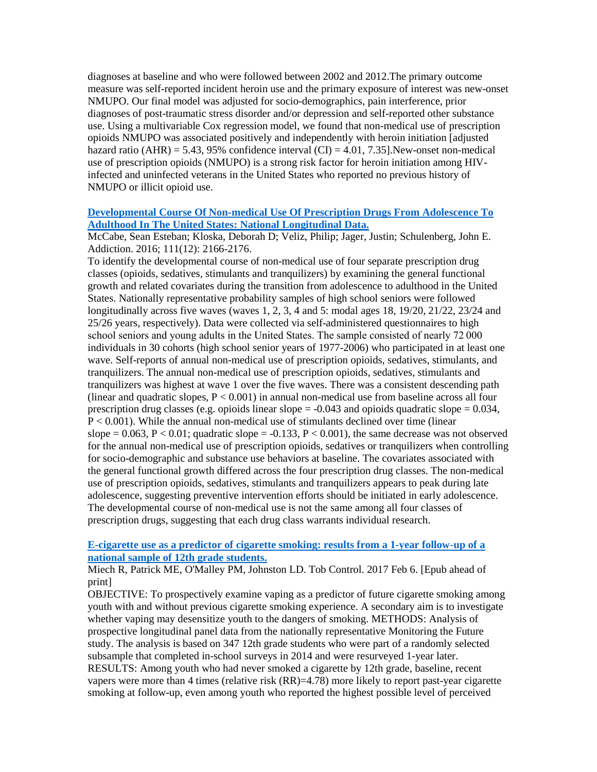diagnoses at baseline and who were followed between 2002 and 2012.The primary outcome measure was self-reported incident heroin use and the primary exposure of interest was new-onset NMUPO. Our final model was adjusted for socio-demographics, pain interference, prior diagnoses of post-traumatic stress disorder and/or depression and self-reported other substance use. Using a multivariable Cox regression model, we found that non-medical use of prescription opioids NMUPO was associated positively and independently with heroin initiation [adjusted hazard ratio (AHR) = 5.43, 95% confidence interval (CI) = 4.01, 7.35].New-onset non-medical use of prescription opioids (NMUPO) is a strong risk factor for heroin initiation among HIV-infected and uninfected veterans in the United States who reported no previous history of NMUPO or illicit opioid use.

**Developmental Course Of Non-medical Use Of Prescription Drugs From Adolescence To Adulthood In The United States: National Longitudinal Data.**

McCabe, Sean Esteban; Kloska, Deborah D; Veliz, Philip; Jager, Justin; Schulenberg, John E. Addiction. 2016; 111(12): 2166-2176.

To identify the developmental course of non-medical use of four separate prescription drug classes (opioids, sedatives, stimulants and tranquilizers) by examining the general functional growth and related covariates during the transition from adolescence to adulthood in the United States. Nationally representative probability samples of high school seniors were followed longitudinally across five waves (waves 1, 2, 3, 4 and 5: modal ages 18, 19/20, 21/22, 23/24 and 25/26 years, respectively). Data were collected via self-administered questionnaires to high school seniors and young adults in the United States. The sample consisted of nearly 72 000 individuals in 30 cohorts (high school senior years of 1977-2006) who participated in at least one wave. Self-reports of annual non-medical use of prescription opioids, sedatives, stimulants, and tranquilizers. The annual non-medical use of prescription opioids, sedatives, stimulants and tranquilizers was highest at wave 1 over the five waves. There was a consistent descending path (linear and quadratic slopes, $P < 0.001$) in annual non-medical use from baseline across all four prescription drug classes (e.g. opioids linear slope = -0.043 and opioids quadratic slope = 0.034, $P < 0.001$). While the annual non-medical use of stimulants declined over time (linear slope = 0.063, $P < 0.01$; quadratic slope = -0.133, $P < 0.001$), the same decrease was not observed for the annual non-medical use of prescription opioids, sedatives or tranquilizers when controlling for socio-demographic and substance use behaviors at baseline. The covariates associated with the general functional growth differed across the four prescription drug classes. The non-medical use of prescription opioids, sedatives, stimulants and tranquilizers appears to peak during late adolescence, suggesting preventive intervention efforts should be initiated in early adolescence. The developmental course of non-medical use is not the same among all four classes of prescription drugs, suggesting that each drug class warrants individual research.

**E-cigarette use as a predictor of cigarette smoking: results from a 1-year follow-up of a national sample of 12th grade students.**

Miech R, Patrick ME, O'Malley PM, Johnston LD. Tob Control. 2017 Feb 6. [Epub ahead of print]

OBJECTIVE: To prospectively examine vaping as a predictor of future cigarette smoking among youth with and without previous cigarette smoking experience. A secondary aim is to investigate whether vaping may desensitize youth to the dangers of smoking. METHODS: Analysis of prospective longitudinal panel data from the nationally representative Monitoring the Future study. The analysis is based on 347 12th grade students who were part of a randomly selected subsample that completed in-school surveys in 2014 and were resurveyed 1-year later. RESULTS: Among youth who had never smoked a cigarette by 12th grade, baseline, recent vapers were more than 4 times (relative risk (RR)=4.78) more likely to report past-year cigarette smoking at follow-up, even among youth who reported the highest possible level of perceived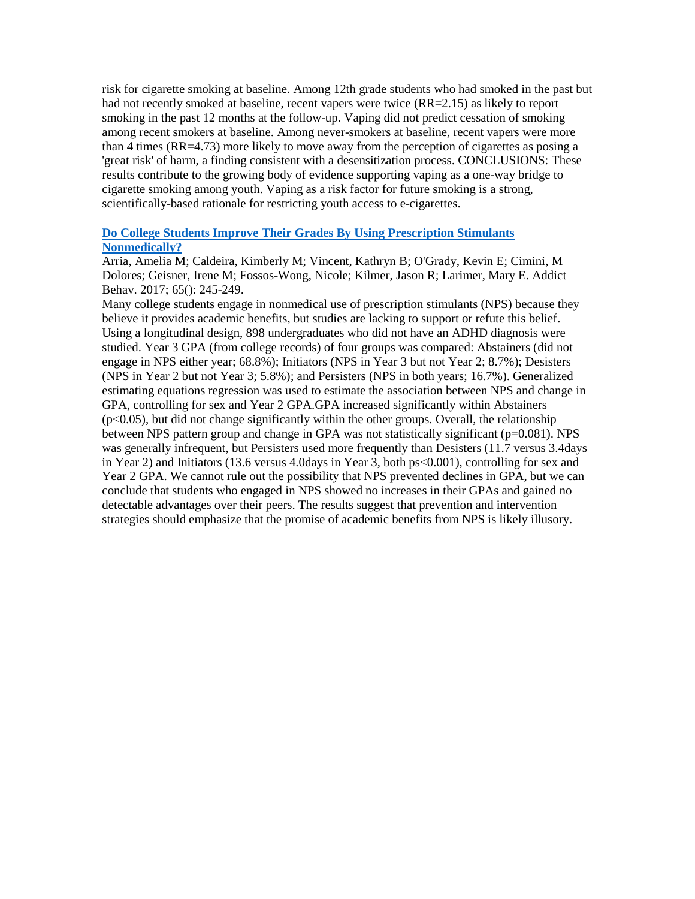risk for cigarette smoking at baseline. Among 12th grade students who had smoked in the past but had not recently smoked at baseline, recent vapers were twice (RR=2.15) as likely to report smoking in the past 12 months at the follow-up. Vaping did not predict cessation of smoking among recent smokers at baseline. Among never-smokers at baseline, recent vapers were more than 4 times (RR=4.73) more likely to move away from the perception of cigarettes as posing a 'great risk' of harm, a finding consistent with a desensitization process. CONCLUSIONS: These results contribute to the growing body of evidence supporting vaping as a one-way bridge to cigarette smoking among youth. Vaping as a risk factor for future smoking is a strong, scientifically-based rationale for restricting youth access to e-cigarettes.

### Do College Students Improve Their Grades By Using Prescription Stimulants Nonmedically?

Arria, Amelia M; Caldeira, Kimberly M; Vincent, Kathryn B; O'Grady, Kevin E; Cimini, M Dolores; Geisner, Irene M; Fossos-Wong, Nicole; Kilmer, Jason R; Larimer, Mary E. Addict Behav. 2017; 65(): 245-249.

Many college students engage in nonmedical use of prescription stimulants (NPS) because they believe it provides academic benefits, but studies are lacking to support or refute this belief. Using a longitudinal design, 898 undergraduates who did not have an ADHD diagnosis were studied. Year 3 GPA (from college records) of four groups was compared: Abstainers (did not engage in NPS either year; 68.8%); Initiators (NPS in Year 3 but not Year 2; 8.7%); Desisters (NPS in Year 2 but not Year 3; 5.8%); and Persisters (NPS in both years; 16.7%). Generalized estimating equations regression was used to estimate the association between NPS and change in GPA, controlling for sex and Year 2 GPA.GPA increased significantly within Abstainers ($p<0.05$), but did not change significantly within the other groups. Overall, the relationship between NPS pattern group and change in GPA was not statistically significant ($p=0.081$). NPS was generally infrequent, but Persisters used more frequently than Desisters (11.7 versus 3.4days in Year 2) and Initiators (13.6 versus 4.0days in Year 3, both $ps<0.001$), controlling for sex and Year 2 GPA. We cannot rule out the possibility that NPS prevented declines in GPA, but we can conclude that students who engaged in NPS showed no increases in their GPAs and gained no detectable advantages over their peers. The results suggest that prevention and intervention strategies should emphasize that the promise of academic benefits from NPS is likely illusory.